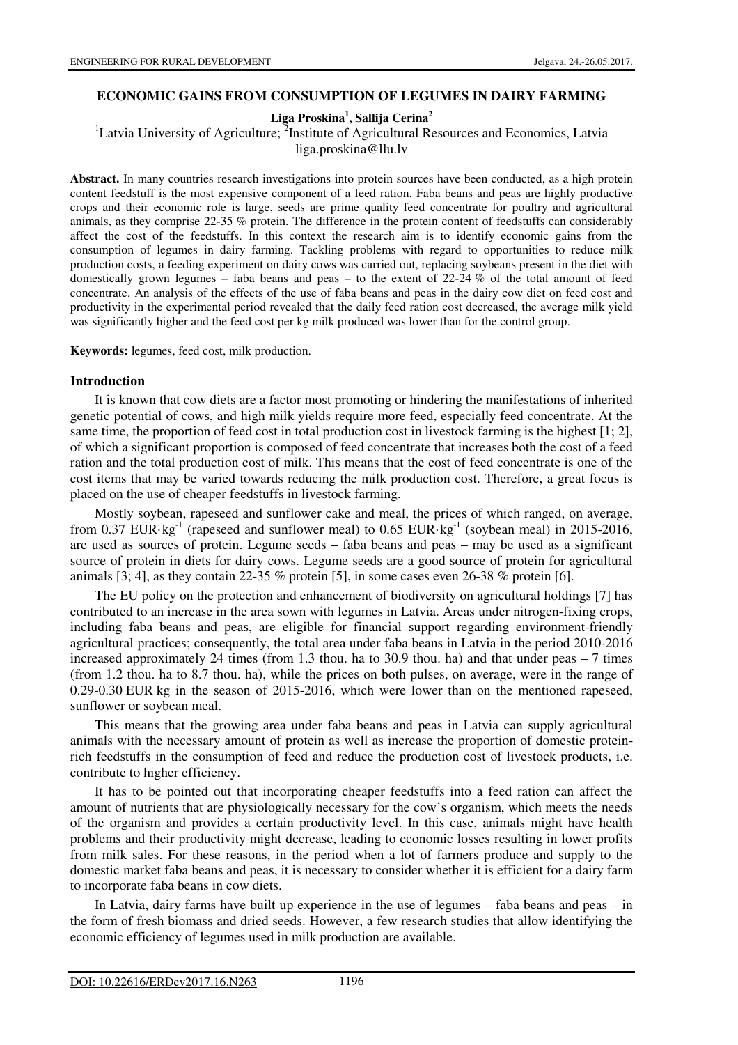# ECONOMIC GAINS FROM CONSUMPTION OF LEGUMES IN DAIRY FARMING

**Liga Proskina[1], Sallija Cerina[2]**

[1]Latvia University of Agriculture; [2]Institute of Agricultural Resources and Economics, Latvia
liga.proskina@llu.lv

**Abstract.** In many countries research investigations into protein sources have been conducted, as a high protein content feedstuff is the most expensive component of a feed ration. Faba beans and peas are highly productive crops and their economic role is large, seeds are prime quality feed concentrate for poultry and agricultural animals, as they comprise 22-35 % protein. The difference in the protein content of feedstuffs can considerably affect the cost of the feedstuffs. In this context the research aim is to identify economic gains from the consumption of legumes in dairy farming. Tackling problems with regard to opportunities to reduce milk production costs, a feeding experiment on dairy cows was carried out, replacing soybeans present in the diet with domestically grown legumes – faba beans and peas – to the extent of 22-24 % of the total amount of feed concentrate. An analysis of the effects of the use of faba beans and peas in the dairy cow diet on feed cost and productivity in the experimental period revealed that the daily feed ration cost decreased, the average milk yield was significantly higher and the feed cost per kg milk produced was lower than for the control group.

**Keywords:** legumes, feed cost, milk production.

## Introduction

It is known that cow diets are a factor most promoting or hindering the manifestations of inherited genetic potential of cows, and high milk yields require more feed, especially feed concentrate. At the same time, the proportion of feed cost in total production cost in livestock farming is the highest [1; 2], of which a significant proportion is composed of feed concentrate that increases both the cost of a feed ration and the total production cost of milk. This means that the cost of feed concentrate is one of the cost items that may be varied towards reducing the milk production cost. Therefore, a great focus is placed on the use of cheaper feedstuffs in livestock farming.

Mostly soybean, rapeseed and sunflower cake and meal, the prices of which ranged, on average, from 0.37 $EUR \cdot kg^{-1}$ (rapeseed and sunflower meal) to 0.65 $EUR \cdot kg^{-1}$ (soybean meal) in 2015-2016, are used as sources of protein. Legume seeds – faba beans and peas – may be used as a significant source of protein in diets for dairy cows. Legume seeds are a good source of protein for agricultural animals [3; 4], as they contain 22-35 % protein [5], in some cases even 26-38 % protein [6].

The EU policy on the protection and enhancement of biodiversity on agricultural holdings [7] has contributed to an increase in the area sown with legumes in Latvia. Areas under nitrogen-fixing crops, including faba beans and peas, are eligible for financial support regarding environment-friendly agricultural practices; consequently, the total area under faba beans in Latvia in the period 2010-2016 increased approximately 24 times (from 1.3 thou. ha to 30.9 thou. ha) and that under peas – 7 times (from 1.2 thou. ha to 8.7 thou. ha), while the prices on both pulses, on average, were in the range of 0.29-0.30 EUR kg in the season of 2015-2016, which were lower than on the mentioned rapeseed, sunflower or soybean meal.

This means that the growing area under faba beans and peas in Latvia can supply agricultural animals with the necessary amount of protein as well as increase the proportion of domestic protein-rich feedstuffs in the consumption of feed and reduce the production cost of livestock products, i.e. contribute to higher efficiency.

It has to be pointed out that incorporating cheaper feedstuffs into a feed ration can affect the amount of nutrients that are physiologically necessary for the cow's organism, which meets the needs of the organism and provides a certain productivity level. In this case, animals might have health problems and their productivity might decrease, leading to economic losses resulting in lower profits from milk sales. For these reasons, in the period when a lot of farmers produce and supply to the domestic market faba beans and peas, it is necessary to consider whether it is efficient for a dairy farm to incorporate faba beans in cow diets.

In Latvia, dairy farms have built up experience in the use of legumes – faba beans and peas – in the form of fresh biomass and dried seeds. However, a few research studies that allow identifying the economic efficiency of legumes used in milk production are available.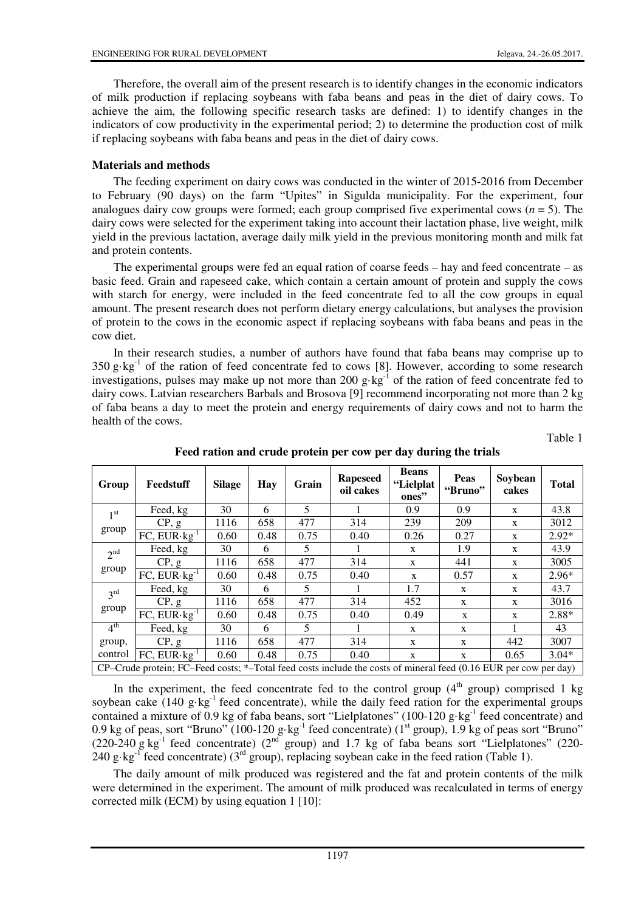Therefore, the overall aim of the present research is to identify changes in the economic indicators of milk production if replacing soybeans with faba beans and peas in the diet of dairy cows. To achieve the aim, the following specific research tasks are defined: 1) to identify changes in the indicators of cow productivity in the experimental period; 2) to determine the production cost of milk if replacing soybeans with faba beans and peas in the diet of dairy cows.

## Materials and methods

The feeding experiment on dairy cows was conducted in the winter of 2015-2016 from December to February (90 days) on the farm "Upites" in Sigulda municipality. For the experiment, four analogues dairy cow groups were formed; each group comprised five experimental cows ($n = 5$). The dairy cows were selected for the experiment taking into account their lactation phase, live weight, milk yield in the previous lactation, average daily milk yield in the previous monitoring month and milk fat and protein contents.

The experimental groups were fed an equal ration of coarse feeds – hay and feed concentrate – as basic feed. Grain and rapeseed cake, which contain a certain amount of protein and supply the cows with starch for energy, were included in the feed concentrate fed to all the cow groups in equal amount. The present research does not perform dietary energy calculations, but analyses the provision of protein to the cows in the economic aspect if replacing soybeans with faba beans and peas in the cow diet.

In their research studies, a number of authors have found that faba beans may comprise up to 350 $g \cdot kg^{-1}$ of the ration of feed concentrate fed to cows [8]. However, according to some research investigations, pulses may make up not more than 200 $g \cdot kg^{-1}$ of the ration of feed concentrate fed to dairy cows. Latvian researchers Barbals and Brosova [9] recommend incorporating not more than 2 kg of faba beans a day to meet the protein and energy requirements of dairy cows and not to harm the health of the cows.

Table 1

**Feed ration and crude protein per cow per day during the trials**

| Group | Feedstuff | Silage | Hay | Grain | Rapeseed oil cakes | Beans "Lielplatones" | Peas "Bruno" | Soybean cakes | Total |
|---|---|---|---|---|---|---|---|---|---|
| 1st group | Feed, kg | 30 | 6 | 5 | 1 | 0.9 | 0.9 | x | 43.8 |
| | CP, g | 1116 | 658 | 477 | 314 | 239 | 209 | x | 3012 |
| | FC, $EUR \cdot kg^{-1}$ | 0.60 | 0.48 | 0.75 | 0.40 | 0.26 | 0.27 | x | 2.92* |
| 2nd group | Feed, kg | 30 | 6 | 5 | 1 | x | 1.9 | x | 43.9 |
| | CP, g | 1116 | 658 | 477 | 314 | x | 441 | x | 3005 |
| | FC, $EUR \cdot kg^{-1}$ | 0.60 | 0.48 | 0.75 | 0.40 | x | 0.57 | x | 2.96* |
| 3rd group | Feed, kg | 30 | 6 | 5 | 1 | 1.7 | x | x | 43.7 |
| | CP, g | 1116 | 658 | 477 | 314 | 452 | x | x | 3016 |
| | FC, $EUR \cdot kg^{-1}$ | 0.60 | 0.48 | 0.75 | 0.40 | 0.49 | x | x | 2.88* |
| 4th group, control | Feed, kg | 30 | 6 | 5 | 1 | x | x | 1 | 43 |
| | CP, g | 1116 | 658 | 477 | 314 | x | x | 442 | 3007 |
| | FC, $EUR \cdot kg^{-1}$ | 0.60 | 0.48 | 0.75 | 0.40 | x | x | 0.65 | 3.04* |

CP–Crude protein; FC–Feed costs; *–Total feed costs include the costs of mineral feed (0.16 EUR per cow per day)

In the experiment, the feed concentrate fed to the control group (4th group) comprised 1 kg soybean cake (140 $g \cdot kg^{-1}$ feed concentrate), while the daily feed ration for the experimental groups contained a mixture of 0.9 kg of faba beans, sort "Lielplatones" (100-120 $g \cdot kg^{-1}$ feed concentrate) and 0.9 kg of peas, sort "Bruno" (100-120 $g \cdot kg^{-1}$ feed concentrate) (1st group), 1.9 kg of peas sort "Bruno" (220-240 $g\ kg^{-1}$ feed concentrate) (2nd group) and 1.7 kg of faba beans sort "Lielplatones" (220-240 $g \cdot kg^{-1}$ feed concentrate) (3rd group), replacing soybean cake in the feed ration (Table 1).

The daily amount of milk produced was registered and the fat and protein contents of the milk were determined in the experiment. The amount of milk produced was recalculated in terms of energy corrected milk (ECM) by using equation 1 [10]: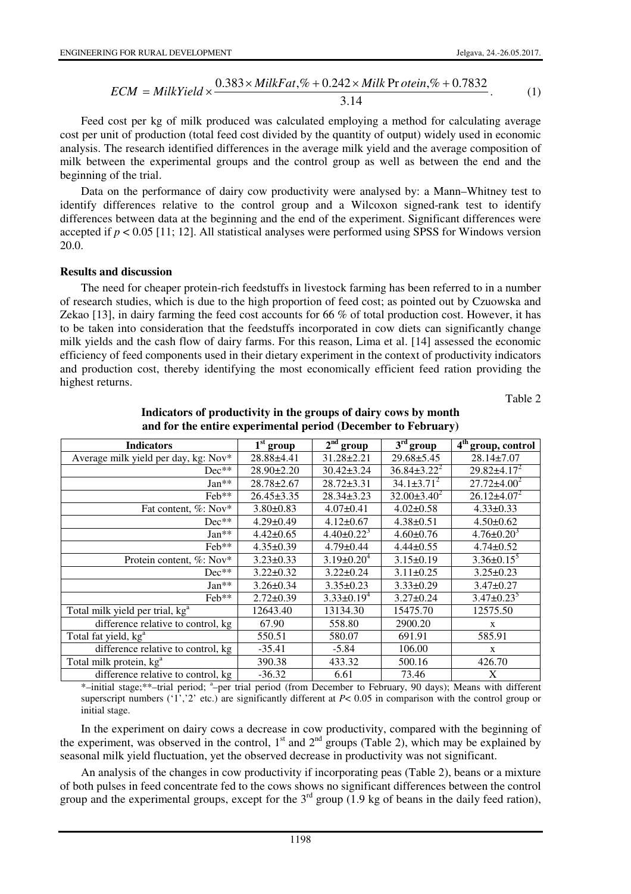$$ECM = MilkYield \times \frac{0.383 \times MilkFat,\% + 0.242 \times Milk\,Protein,\% + 0.7832}{3.14}. \qquad (1)$$

Feed cost per kg of milk produced was calculated employing a method for calculating average cost per unit of production (total feed cost divided by the quantity of output) widely used in economic analysis. The research identified differences in the average milk yield and the average composition of milk between the experimental groups and the control group as well as between the end and the beginning of the trial.

Data on the performance of dairy cow productivity were analysed by: a Mann–Whitney test to identify differences relative to the control group and a Wilcoxon signed-rank test to identify differences between data at the beginning and the end of the experiment. Significant differences were accepted if $p < 0.05$ [11; 12]. All statistical analyses were performed using SPSS for Windows version 20.0.

## Results and discussion

The need for cheaper protein-rich feedstuffs in livestock farming has been referred to in a number of research studies, which is due to the high proportion of feed cost; as pointed out by Czuowska and Zekao [13], in dairy farming the feed cost accounts for 66 % of total production cost. However, it has to be taken into consideration that the feedstuffs incorporated in cow diets can significantly change milk yields and the cash flow of dairy farms. For this reason, Lima et al. [14] assessed the economic efficiency of feed components used in their dietary experiment in the context of productivity indicators and production cost, thereby identifying the most economically efficient feed ration providing the highest returns.

Table 2

**Indicators of productivity in the groups of dairy cows by month and for the entire experimental period (December to February)**

| Indicators | 1st group | 2nd group | 3rd group | 4th group, control |
|---|---|---|---|---|
| Average milk yield per day, kg: Nov* | 28.88±4.41 | 31.28±2.21 | 29.68±5.45 | 28.14±7.07 |
| Dec** | 28.90±2.20 | 30.42±3.24 | 36.84±3.22[2] | 29.82±4.17[2] |
| Jan** | 28.78±2.67 | 28.72±3.31 | 34.1±3.71[2] | 27.72±4.00[2] |
| Feb** | 26.45±3.35 | 28.34±3.23 | 32.00±3.40[2] | 26.12±4.07[2] |
| Fat content, %: Nov* | 3.80±0.83 | 4.07±0.41 | 4.02±0.58 | 4.33±0.33 |
| Dec** | 4.29±0.49 | 4.12±0.67 | 4.38±0.51 | 4.50±0.62 |
| Jan** | 4.42±0.65 | 4.40±0.22[3] | 4.60±0.76 | 4.76±0.20[3] |
| Feb** | 4.35±0.39 | 4.79±0.44 | 4.44±0.55 | 4.74±0.52 |
| Protein content, %: Nov* | 3.23±0.33 | 3.19±0.20[4] | 3.15±0.19 | 3.36±0.15[5] |
| Dec** | 3.22±0.32 | 3.22±0.24 | 3.11±0.25 | 3.25±0.23 |
| Jan** | 3.26±0.34 | 3.35±0.23 | 3.33±0.29 | 3.47±0.27 |
| Feb** | 2.72±0.39 | 3.33±0.19[4] | 3.27±0.24 | 3.47±0.23[5] |
| Total milk yield per trial, kg[a] | 12643.40 | 13134.30 | 15475.70 | 12575.50 |
| difference relative to control, kg | 67.90 | 558.80 | 2900.20 | x |
| Total fat yield, kg[a] | 550.51 | 580.07 | 691.91 | 585.91 |
| difference relative to control, kg | -35.41 | -5.84 | 106.00 | x |
| Total milk protein, kg[a] | 390.38 | 433.32 | 500.16 | 426.70 |
| difference relative to control, kg | -36.32 | 6.61 | 73.46 | X |

*–initial stage;**–trial period; [a]–per trial period (from December to February, 90 days); Means with different superscript numbers ('1','2' etc.) are significantly different at $P < 0.05$ in comparison with the control group or initial stage.

In the experiment on dairy cows a decrease in cow productivity, compared with the beginning of the experiment, was observed in the control, 1st and 2nd groups (Table 2), which may be explained by seasonal milk yield fluctuation, yet the observed decrease in productivity was not significant.

An analysis of the changes in cow productivity if incorporating peas (Table 2), beans or a mixture of both pulses in feed concentrate fed to the cows shows no significant differences between the control group and the experimental groups, except for the 3rd group (1.9 kg of beans in the daily feed ration),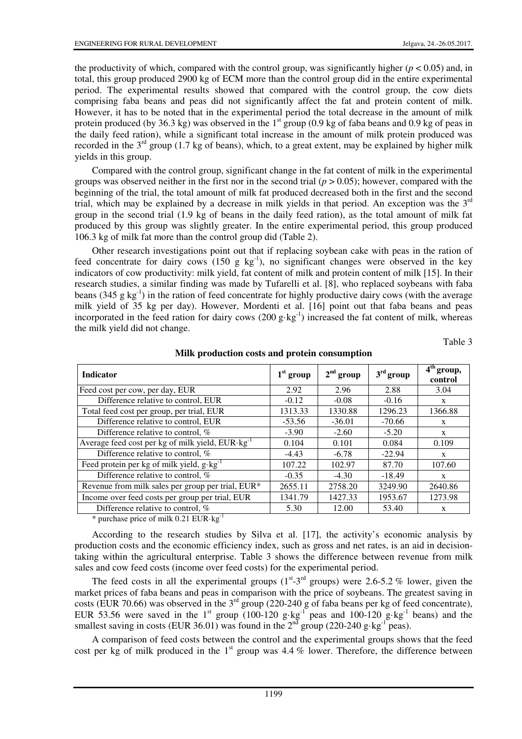the productivity of which, compared with the control group, was significantly higher ($p < 0.05$) and, in total, this group produced 2900 kg of ECM more than the control group did in the entire experimental period. The experimental results showed that compared with the control group, the cow diets comprising faba beans and peas did not significantly affect the fat and protein content of milk. However, it has to be noted that in the experimental period the total decrease in the amount of milk protein produced (by 36.3 kg) was observed in the 1st group (0.9 kg of faba beans and 0.9 kg of peas in the daily feed ration), while a significant total increase in the amount of milk protein produced was recorded in the 3rd group (1.7 kg of beans), which, to a great extent, may be explained by higher milk yields in this group.

Compared with the control group, significant change in the fat content of milk in the experimental groups was observed neither in the first nor in the second trial ($p > 0.05$); however, compared with the beginning of the trial, the total amount of milk fat produced decreased both in the first and the second trial, which may be explained by a decrease in milk yields in that period. An exception was the 3rd group in the second trial (1.9 kg of beans in the daily feed ration), as the total amount of milk fat produced by this group was slightly greater. In the entire experimental period, this group produced 106.3 kg of milk fat more than the control group did (Table 2).

Other research investigations point out that if replacing soybean cake with peas in the ration of feed concentrate for dairy cows (150 g $kg^{-1}$), no significant changes were observed in the key indicators of cow productivity: milk yield, fat content of milk and protein content of milk [15]. In their research studies, a similar finding was made by Tufarelli et al. [8], who replaced soybeans with faba beans (345 g $kg^{-1}$) in the ration of feed concentrate for highly productive dairy cows (with the average milk yield of 35 kg per day). However, Mordenti et al. [16] point out that faba beans and peas incorporated in the feed ration for dairy cows (200 g·$kg^{-1}$) increased the fat content of milk, whereas the milk yield did not change.

Table 3

**Milk production costs and protein consumption**

| Indicator | 1st group | 2nd group | 3rd group | 4th group, control |
|---|---|---|---|---|
| Feed cost per cow, per day, EUR | 2.92 | 2.96 | 2.88 | 3.04 |
| Difference relative to control, EUR | -0.12 | -0.08 | -0.16 | x |
| Total feed cost per group, per trial, EUR | 1313.33 | 1330.88 | 1296.23 | 1366.88 |
| Difference relative to control, EUR | -53.56 | -36.01 | -70.66 | x |
| Difference relative to control, % | -3.90 | -2.60 | -5.20 | x |
| Average feed cost per kg of milk yield, EUR·$kg^{-1}$ | 0.104 | 0.101 | 0.084 | 0.109 |
| Difference relative to control, % | -4.43 | -6.78 | -22.94 | x |
| Feed protein per kg of milk yield, g·$kg^{-1}$ | 107.22 | 102.97 | 87.70 | 107.60 |
| Difference relative to control, % | -0.35 | -4.30 | -18.49 | x |
| Revenue from milk sales per group per trial, EUR* | 2655.11 | 2758.20 | 3249.90 | 2640.86 |
| Income over feed costs per group per trial, EUR | 1341.79 | 1427.33 | 1953.67 | 1273.98 |
| Difference relative to control, % | 5.30 | 12.00 | 53.40 | x |

\* purchase price of milk 0.21 EUR·$kg^{-1}$

According to the research studies by Silva et al. [17], the activity's economic analysis by production costs and the economic efficiency index, such as gross and net rates, is an aid in decision-taking within the agricultural enterprise. Table 3 shows the difference between revenue from milk sales and cow feed costs (income over feed costs) for the experimental period.

The feed costs in all the experimental groups (1st-3rd groups) were 2.6-5.2 % lower, given the market prices of faba beans and peas in comparison with the price of soybeans. The greatest saving in costs (EUR 70.66) was observed in the 3rd group (220-240 g of faba beans per kg of feed concentrate), EUR 53.56 were saved in the 1st group (100-120 g·$kg^{-1}$ peas and 100-120 g·$kg^{-1}$ beans) and the smallest saving in costs (EUR 36.01) was found in the 2nd group (220-240 g·$kg^{-1}$ peas).

A comparison of feed costs between the control and the experimental groups shows that the feed cost per kg of milk produced in the 1st group was 4.4 % lower. Therefore, the difference between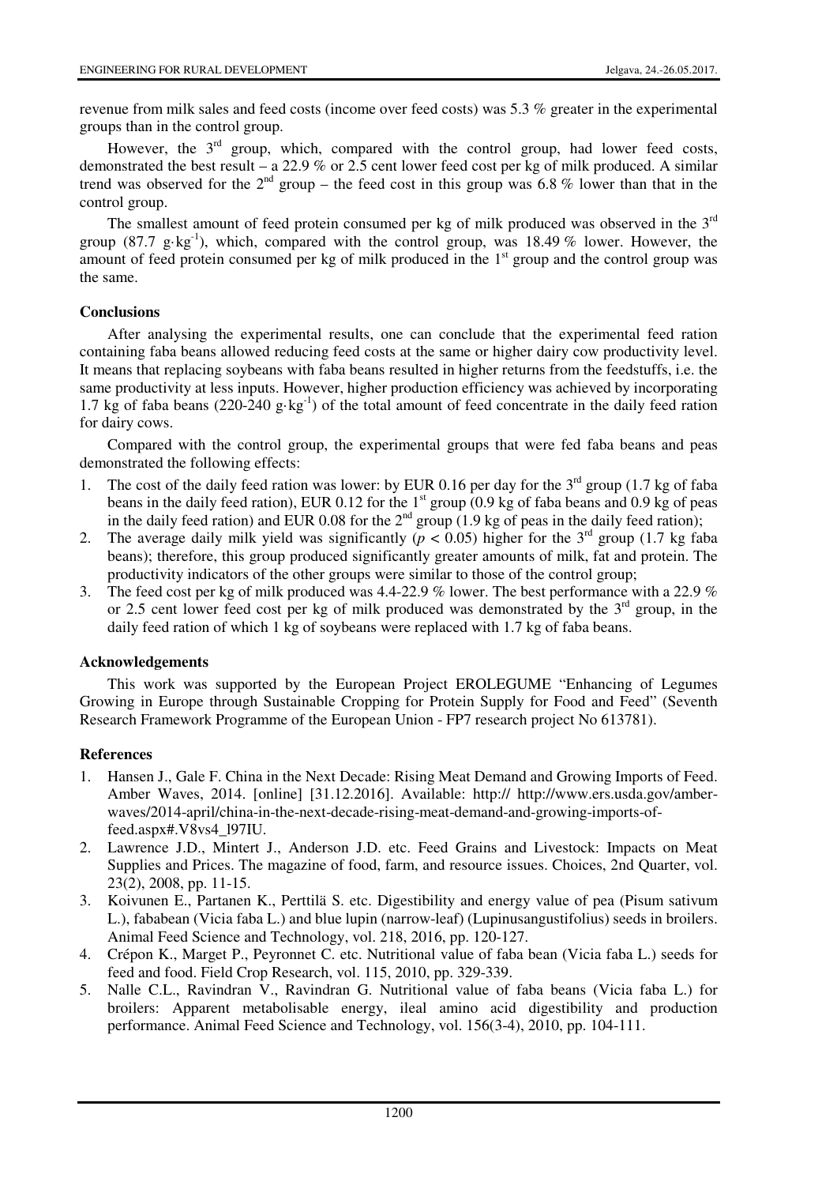revenue from milk sales and feed costs (income over feed costs) was 5.3 % greater in the experimental groups than in the control group.

However, the 3rd group, which, compared with the control group, had lower feed costs, demonstrated the best result – a 22.9 % or 2.5 cent lower feed cost per kg of milk produced. A similar trend was observed for the 2nd group – the feed cost in this group was 6.8 % lower than that in the control group.

The smallest amount of feed protein consumed per kg of milk produced was observed in the 3rd group (87.7 $g \cdot kg^{-1}$), which, compared with the control group, was 18.49 % lower. However, the amount of feed protein consumed per kg of milk produced in the 1st group and the control group was the same.

## Conclusions

After analysing the experimental results, one can conclude that the experimental feed ration containing faba beans allowed reducing feed costs at the same or higher dairy cow productivity level. It means that replacing soybeans with faba beans resulted in higher returns from the feedstuffs, i.e. the same productivity at less inputs. However, higher production efficiency was achieved by incorporating 1.7 kg of faba beans (220-240 $g \cdot kg^{-1}$) of the total amount of feed concentrate in the daily feed ration for dairy cows.

Compared with the control group, the experimental groups that were fed faba beans and peas demonstrated the following effects:

1. The cost of the daily feed ration was lower: by EUR 0.16 per day for the 3rd group (1.7 kg of faba beans in the daily feed ration), EUR 0.12 for the 1st group (0.9 kg of faba beans and 0.9 kg of peas in the daily feed ration) and EUR 0.08 for the 2nd group (1.9 kg of peas in the daily feed ration);
2. The average daily milk yield was significantly ($p < 0.05$) higher for the 3rd group (1.7 kg faba beans); therefore, this group produced significantly greater amounts of milk, fat and protein. The productivity indicators of the other groups were similar to those of the control group;
3. The feed cost per kg of milk produced was 4.4-22.9 % lower. The best performance with a 22.9 % or 2.5 cent lower feed cost per kg of milk produced was demonstrated by the 3rd group, in the daily feed ration of which 1 kg of soybeans were replaced with 1.7 kg of faba beans.

## Acknowledgements

This work was supported by the European Project EROLEGUME "Enhancing of Legumes Growing in Europe through Sustainable Cropping for Protein Supply for Food and Feed" (Seventh Research Framework Programme of the European Union - FP7 research project No 613781).

## References

1. Hansen J., Gale F. China in the Next Decade: Rising Meat Demand and Growing Imports of Feed. Amber Waves, 2014. [online] [31.12.2016]. Available: http:// http://www.ers.usda.gov/amber-waves/2014-april/china-in-the-next-decade-rising-meat-demand-and-growing-imports-of-feed.aspx#.V8vs4_l97IU.
2. Lawrence J.D., Mintert J., Anderson J.D. etc. Feed Grains and Livestock: Impacts on Meat Supplies and Prices. The magazine of food, farm, and resource issues. Choices, 2nd Quarter, vol. 23(2), 2008, pp. 11-15.
3. Koivunen E., Partanen K., Perttilä S. etc. Digestibility and energy value of pea (Pisum sativum L.), fababean (Vicia faba L.) and blue lupin (narrow-leaf) (Lupinusangustifolius) seeds in broilers. Animal Feed Science and Technology, vol. 218, 2016, pp. 120-127.
4. Crépon K., Marget P., Peyronnet C. etc. Nutritional value of faba bean (Vicia faba L.) seeds for feed and food. Field Crop Research, vol. 115, 2010, pp. 329-339.
5. Nalle C.L., Ravindran V., Ravindran G. Nutritional value of faba beans (Vicia faba L.) for broilers: Apparent metabolisable energy, ileal amino acid digestibility and production performance. Animal Feed Science and Technology, vol. 156(3-4), 2010, pp. 104-111.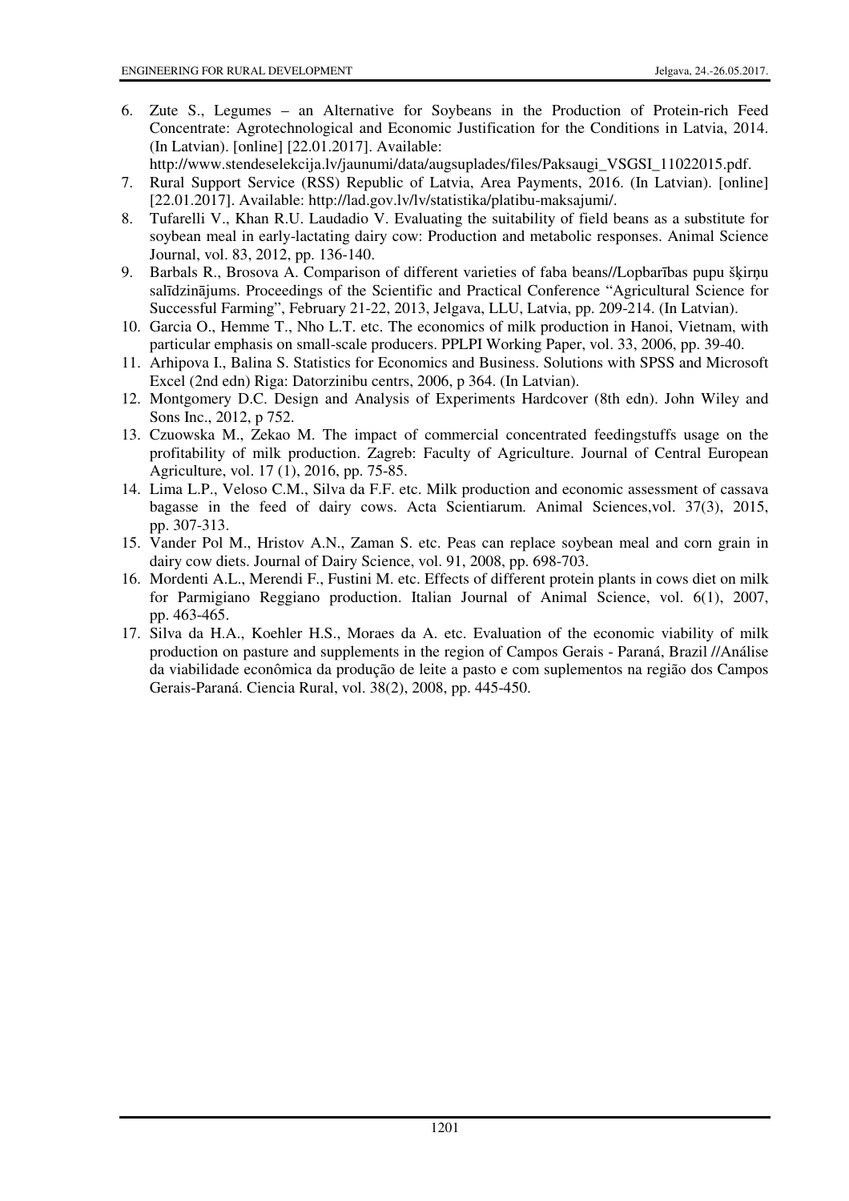6. Zute S., Legumes – an Alternative for Soybeans in the Production of Protein-rich Feed Concentrate: Agrotechnological and Economic Justification for the Conditions in Latvia, 2014. (In Latvian). [online] [22.01.2017]. Available: http://www.stendeselekcija.lv/jaunumi/data/augsuplades/files/Paksaugi_VSGSI_11022015.pdf.
7. Rural Support Service (RSS) Republic of Latvia, Area Payments, 2016. (In Latvian). [online] [22.01.2017]. Available: http://lad.gov.lv/lv/statistika/platibu-maksajumi/.
8. Tufarelli V., Khan R.U. Laudadio V. Evaluating the suitability of field beans as a substitute for soybean meal in early-lactating dairy cow: Production and metabolic responses. Animal Science Journal, vol. 83, 2012, pp. 136-140.
9. Barbals R., Brosova A. Comparison of different varieties of faba beans//Lopbarības pupu šķirņu salīdzinājums. Proceedings of the Scientific and Practical Conference "Agricultural Science for Successful Farming", February 21-22, 2013, Jelgava, LLU, Latvia, pp. 209-214. (In Latvian).
10. Garcia O., Hemme T., Nho L.T. etc. The economics of milk production in Hanoi, Vietnam, with particular emphasis on small-scale producers. PPLPI Working Paper, vol. 33, 2006, pp. 39-40.
11. Arhipova I., Balina S. Statistics for Economics and Business. Solutions with SPSS and Microsoft Excel (2nd edn) Riga: Datorzinibu centrs, 2006, p 364. (In Latvian).
12. Montgomery D.C. Design and Analysis of Experiments Hardcover (8th edn). John Wiley and Sons Inc., 2012, p 752.
13. Czuowska M., Zekao M. The impact of commercial concentrated feedingstuffs usage on the profitability of milk production. Zagreb: Faculty of Agriculture. Journal of Central European Agriculture, vol. 17 (1), 2016, pp. 75-85.
14. Lima L.P., Veloso C.M., Silva da F.F. etc. Milk production and economic assessment of cassava bagasse in the feed of dairy cows. Acta Scientiarum. Animal Sciences,vol. 37(3), 2015, pp. 307-313.
15. Vander Pol M., Hristov A.N., Zaman S. etc. Peas can replace soybean meal and corn grain in dairy cow diets. Journal of Dairy Science, vol. 91, 2008, pp. 698-703.
16. Mordenti A.L., Merendi F., Fustini M. etc. Effects of different protein plants in cows diet on milk for Parmigiano Reggiano production. Italian Journal of Animal Science, vol. 6(1), 2007, pp. 463-465.
17. Silva da H.A., Koehler H.S., Moraes da A. etc. Evaluation of the economic viability of milk production on pasture and supplements in the region of Campos Gerais - Paraná, Brazil //Análise da viabilidade econômica da produção de leite a pasto e com suplementos na região dos Campos Gerais-Paraná. Ciencia Rural, vol. 38(2), 2008, pp. 445-450.